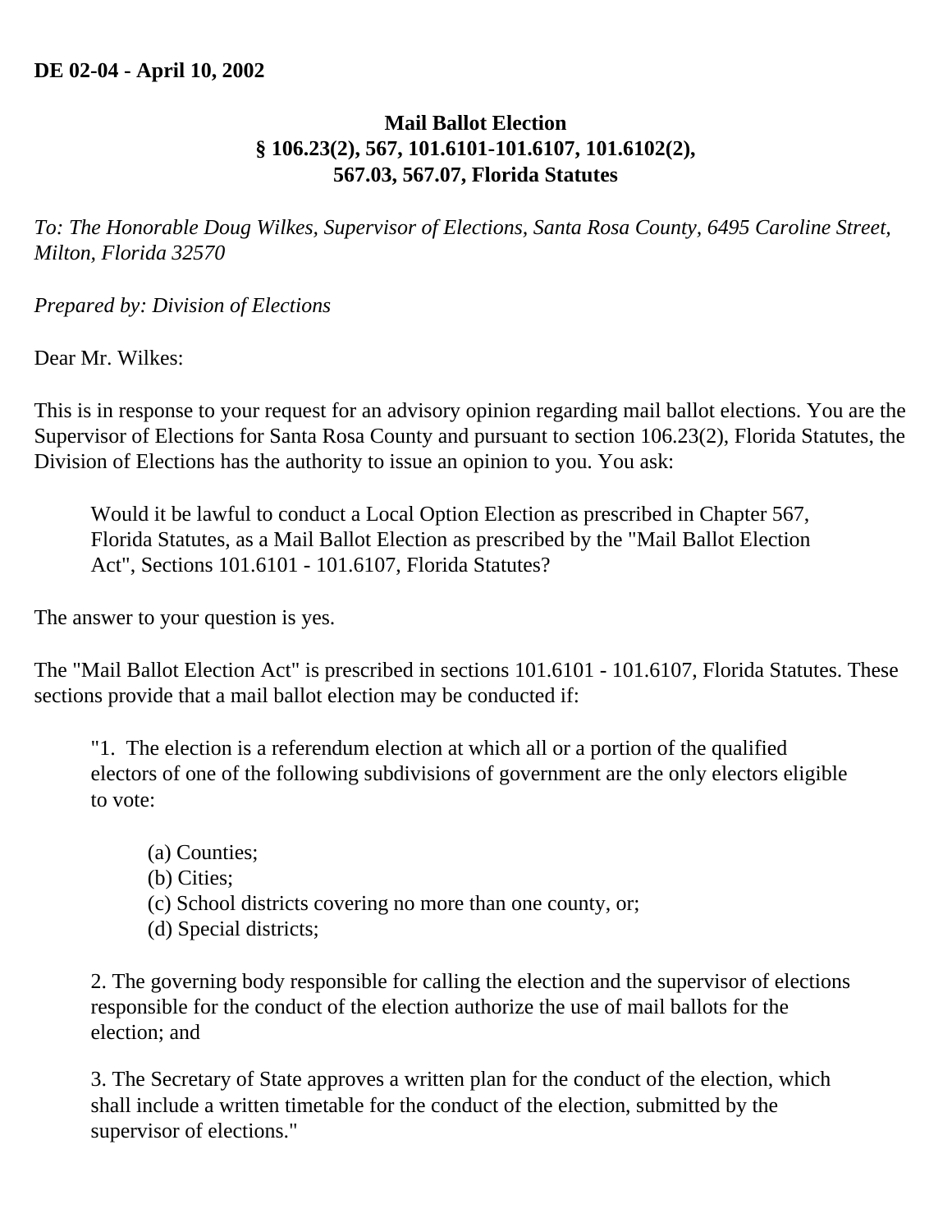**DE 02-04 - April 10, 2002**

**Mail Ballot Election**
**§ 106.23(2), 567, 101.6101-101.6107, 101.6102(2), 567.03, 567.07, Florida Statutes**

*To: The Honorable Doug Wilkes, Supervisor of Elections, Santa Rosa County, 6495 Caroline Street, Milton, Florida 32570*

*Prepared by: Division of Elections*

Dear Mr. Wilkes:

This is in response to your request for an advisory opinion regarding mail ballot elections. You are the Supervisor of Elections for Santa Rosa County and pursuant to section 106.23(2), Florida Statutes, the Division of Elections has the authority to issue an opinion to you. You ask:

> Would it be lawful to conduct a Local Option Election as prescribed in Chapter 567, Florida Statutes, as a Mail Ballot Election as prescribed by the "Mail Ballot Election Act", Sections 101.6101 - 101.6107, Florida Statutes?

The answer to your question is yes.

The "Mail Ballot Election Act" is prescribed in sections 101.6101 - 101.6107, Florida Statutes. These sections provide that a mail ballot election may be conducted if:

> "1. The election is a referendum election at which all or a portion of the qualified electors of one of the following subdivisions of government are the only electors eligible to vote:
>
> > (a) Counties;
> > (b) Cities;
> > (c) School districts covering no more than one county, or;
> > (d) Special districts;
>
> 2. The governing body responsible for calling the election and the supervisor of elections responsible for the conduct of the election authorize the use of mail ballots for the election; and
>
> 3. The Secretary of State approves a written plan for the conduct of the election, which shall include a written timetable for the conduct of the election, submitted by the supervisor of elections."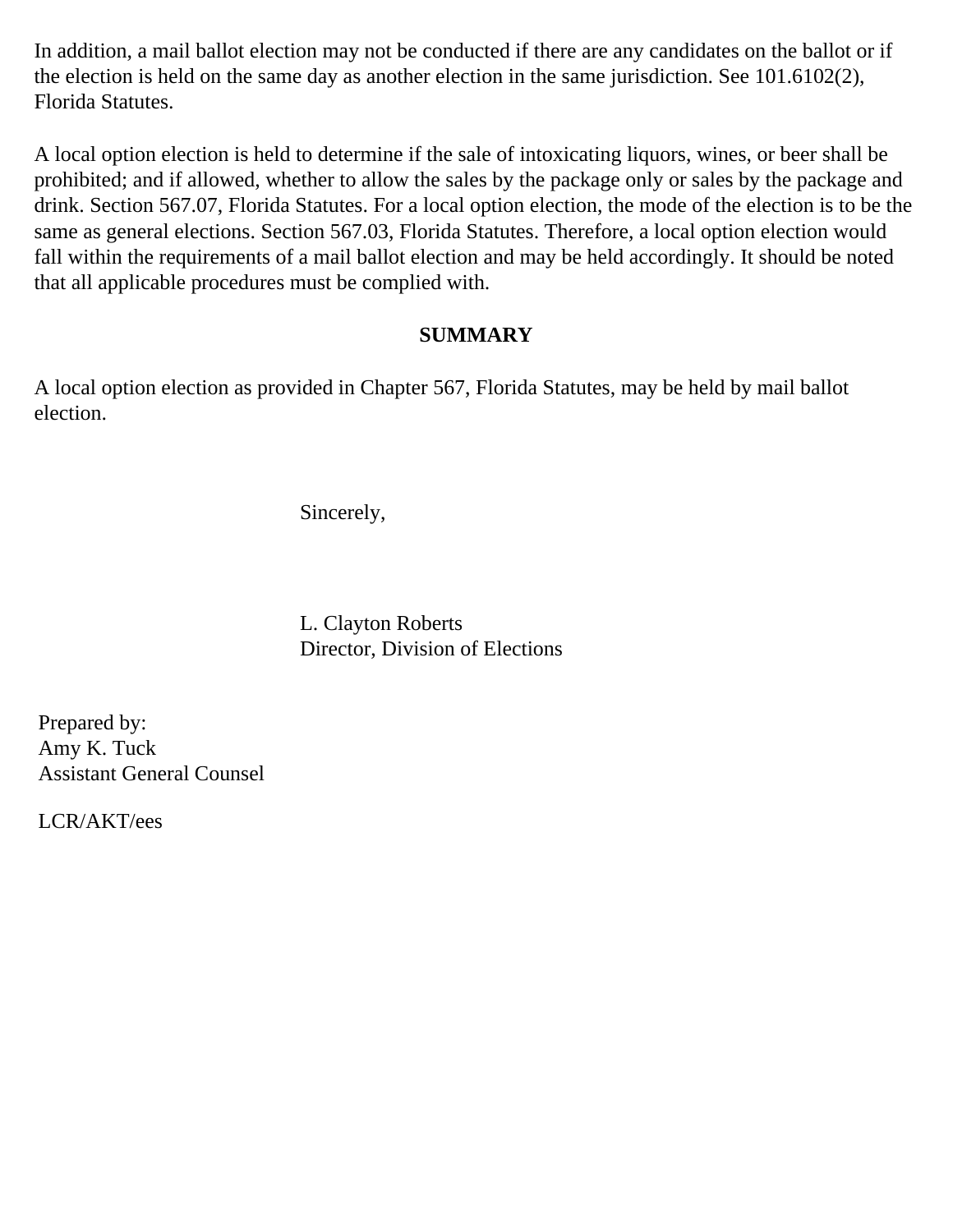In addition, a mail ballot election may not be conducted if there are any candidates on the ballot or if the election is held on the same day as another election in the same jurisdiction. See 101.6102(2), Florida Statutes.

A local option election is held to determine if the sale of intoxicating liquors, wines, or beer shall be prohibited; and if allowed, whether to allow the sales by the package only or sales by the package and drink. Section 567.07, Florida Statutes. For a local option election, the mode of the election is to be the same as general elections. Section 567.03, Florida Statutes. Therefore, a local option election would fall within the requirements of a mail ballot election and may be held accordingly. It should be noted that all applicable procedures must be complied with.

**SUMMARY**

A local option election as provided in Chapter 567, Florida Statutes, may be held by mail ballot election.

Sincerely,

L. Clayton Roberts
Director, Division of Elections

Prepared by:
Amy K. Tuck
Assistant General Counsel

LCR/AKT/ees